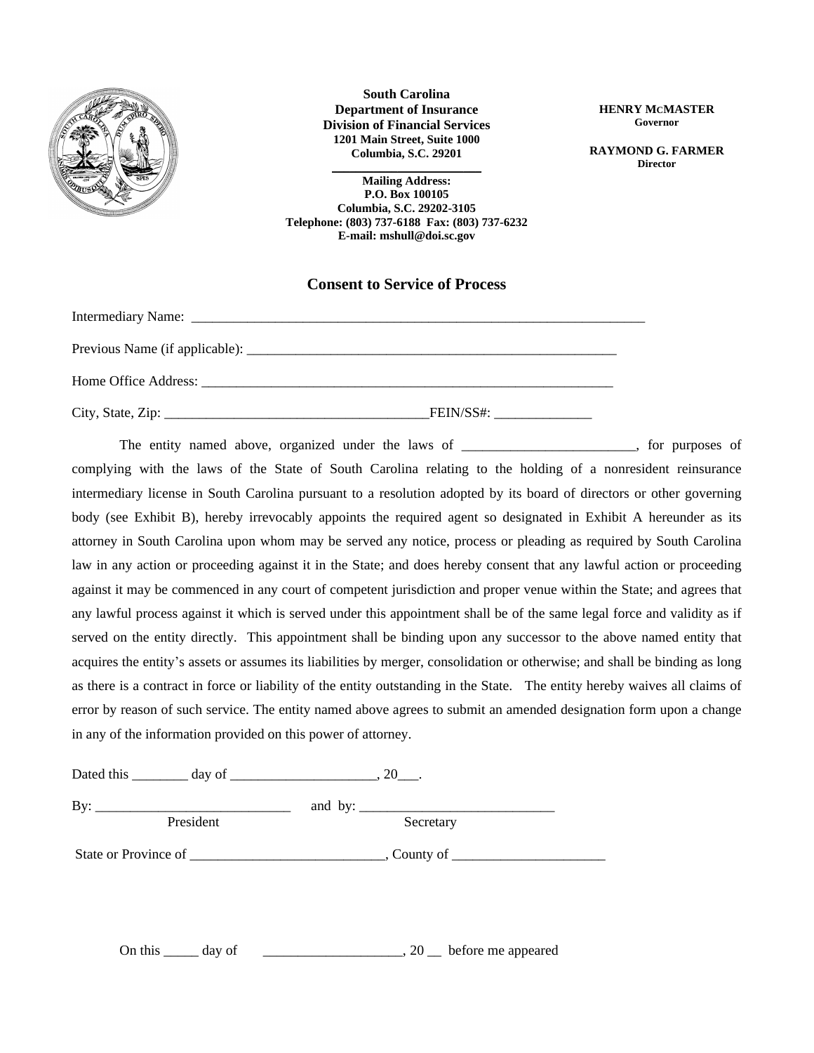**South Carolina**
**Department of Insurance**
**Division of Financial Services**
**1201 Main Street, Suite 1000**
**Columbia, S.C. 29201**

**Mailing Address:**
**P.O. Box 100105**
**Columbia, S.C. 29202-3105**
**Telephone: (803) 737-6188 Fax: (803) 737-6232**
**E-mail: mshull@doi.sc.gov**

**HENRY McMASTER**
**Governor**

**RAYMOND G. FARMER**
**Director**

## Consent to Service of Process

Intermediary Name: ____________________________________________________________________

Previous Name (if applicable): _________________________________________________________

Home Office Address: _______________________________________________________________

City, State, Zip: _____________________________________FEIN/SS#: ______________

The entity named above, organized under the laws of _________________________, for purposes of complying with the laws of the State of South Carolina relating to the holding of a nonresident reinsurance intermediary license in South Carolina pursuant to a resolution adopted by its board of directors or other governing body (see Exhibit B), hereby irrevocably appoints the required agent so designated in Exhibit A hereunder as its attorney in South Carolina upon whom may be served any notice, process or pleading as required by South Carolina law in any action or proceeding against it in the State; and does hereby consent that any lawful action or proceeding against it may be commenced in any court of competent jurisdiction and proper venue within the State; and agrees that any lawful process against it which is served under this appointment shall be of the same legal force and validity as if served on the entity directly. This appointment shall be binding upon any successor to the above named entity that acquires the entity's assets or assumes its liabilities by merger, consolidation or otherwise; and shall be binding as long as there is a contract in force or liability of the entity outstanding in the State. The entity hereby waives all claims of error by reason of such service. The entity named above agrees to submit an amended designation form upon a change in any of the information provided on this power of attorney.

Dated this ________ day of _____________________, 20___.

By: ____________________________ and by: ____________________________
President Secretary

State or Province of ____________________________, County of ______________________

On this _____ day of ____________________, 20 __ before me appeared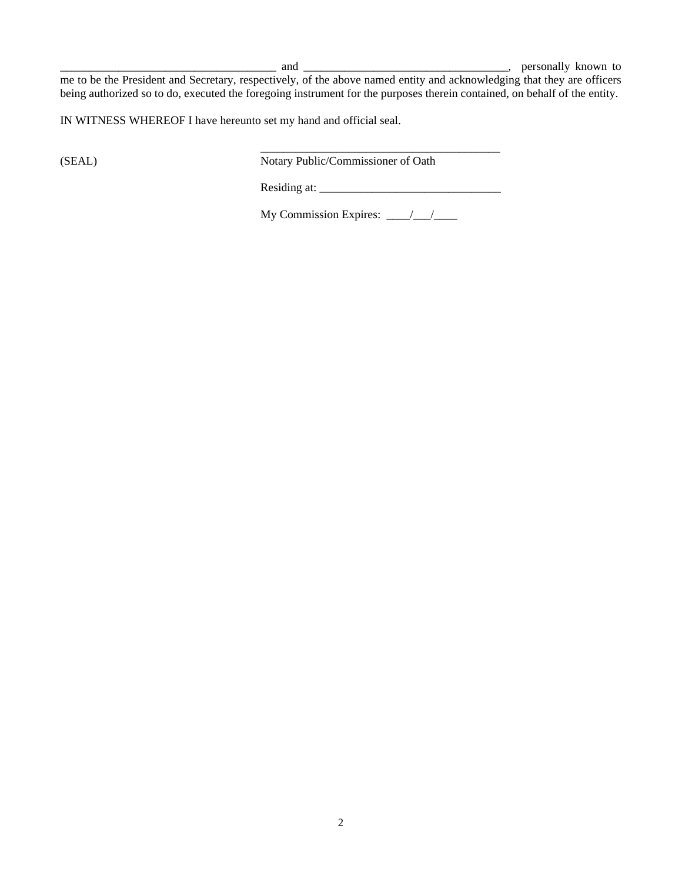_____________________________________ and ___________________________________, personally known to me to be the President and Secretary, respectively, of the above named entity and acknowledging that they are officers being authorized so to do, executed the foregoing instrument for the purposes therein contained, on behalf of the entity.

IN WITNESS WHEREOF I have hereunto set my hand and official seal.

(SEAL)

___________________________________________
Notary Public/Commissioner of Oath

Residing at: ________________________________

My Commission Expires: ____/___/____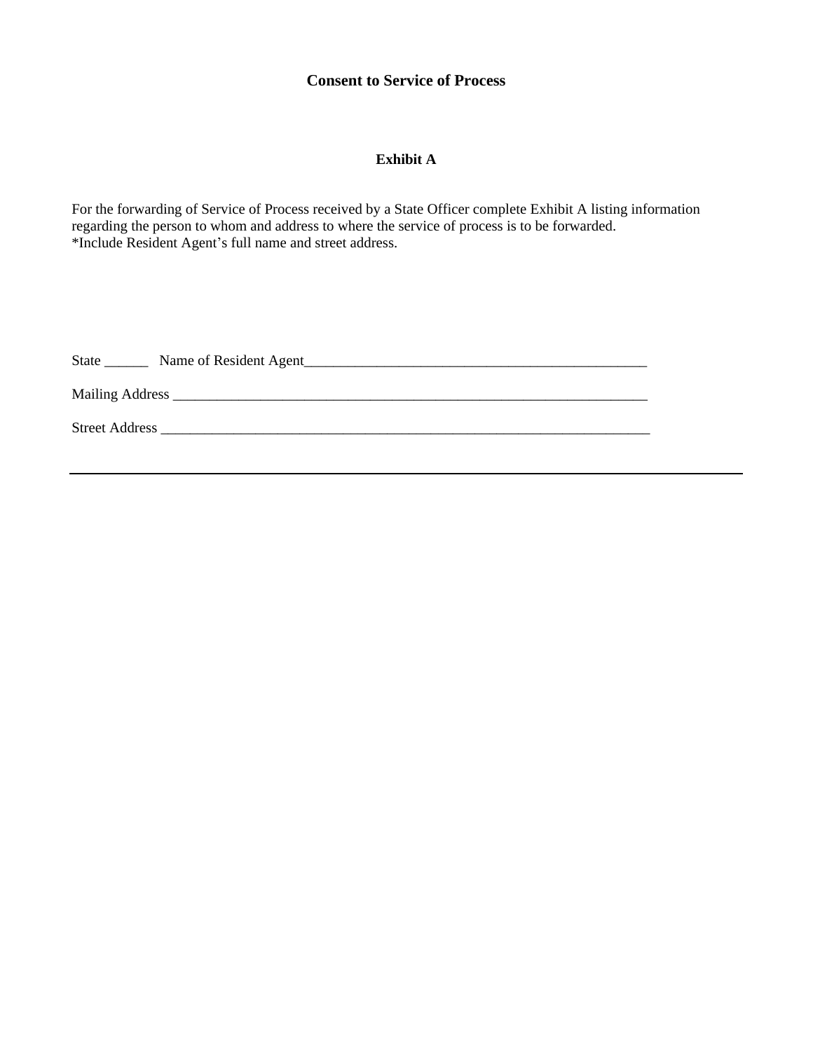**Consent to Service of Process**

**Exhibit A**

For the forwarding of Service of Process received by a State Officer complete Exhibit A listing information regarding the person to whom and address to where the service of process is to be forwarded.
*Include Resident Agent's full name and street address.

State ______ Name of Resident Agent_________________________________________________

Mailing Address ____________________________________________________________________

Street Address ______________________________________________________________________

---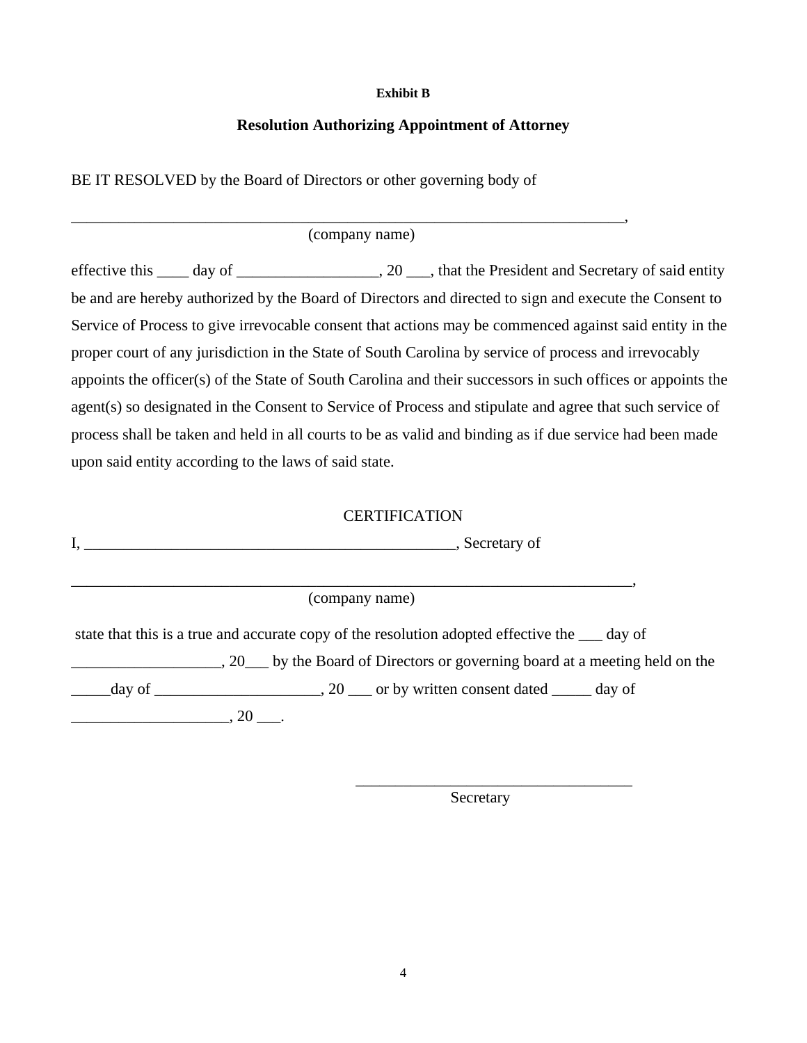**Exhibit B**

## Resolution Authorizing Appointment of Attorney

BE IT RESOLVED by the Board of Directors or other governing body of

________________________________________________________________________,
(company name)

effective this ____ day of __________________, 20 ___, that the President and Secretary of said entity be and are hereby authorized by the Board of Directors and directed to sign and execute the Consent to Service of Process to give irrevocable consent that actions may be commenced against said entity in the proper court of any jurisdiction in the State of South Carolina by service of process and irrevocably appoints the officer(s) of the State of South Carolina and their successors in such offices or appoints the agent(s) so designated in the Consent to Service of Process and stipulate and agree that such service of process shall be taken and held in all courts to be as valid and binding as if due service had been made upon said entity according to the laws of said state.

CERTIFICATION

I, ________________________________________________, Secretary of

________________________________________________________________________,
(company name)

state that this is a true and accurate copy of the resolution adopted effective the ___ day of ___________________, 20___ by the Board of Directors or governing board at a meeting held on the _____day of _____________________, 20 ___ or by written consent dated _____ day of ____________________, 20 ___.

____________________________________
Secretary